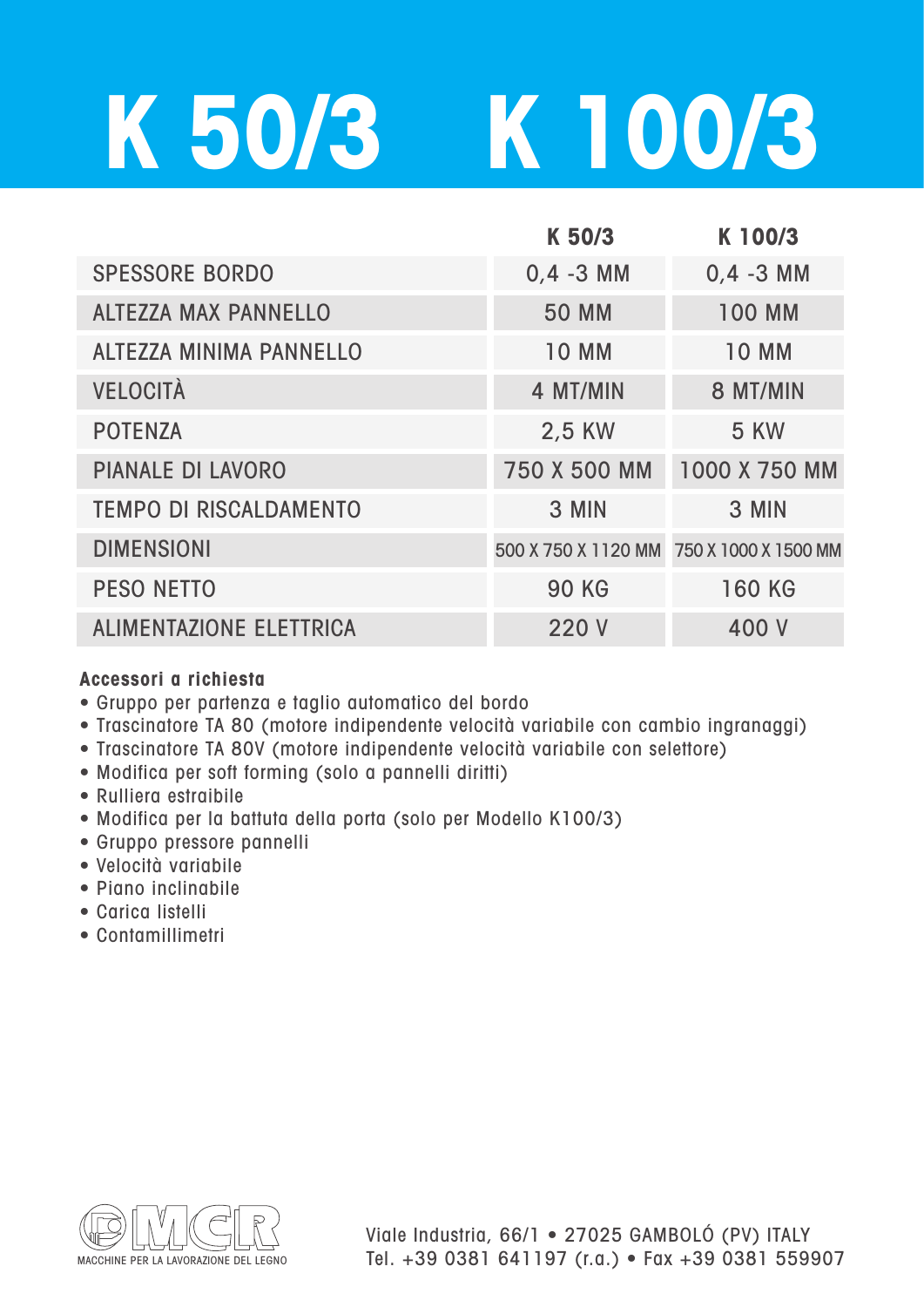# K 50/3 K 100/3

| | K 50/3 | K 100/3 |
|---|---|---|
| SPESSORE BORDO | 0,4 -3 MM | 0,4 -3 MM |
| ALTEZZA MAX PANNELLO | 50 MM | 100 MM |
| ALTEZZA MINIMA PANNELLO | 10 MM | 10 MM |
| VELOCITÀ | 4 MT/MIN | 8 MT/MIN |
| POTENZA | 2,5 KW | 5 KW |
| PIANALE DI LAVORO | 750 X 500 MM | 1000 X 750 MM |
| TEMPO DI RISCALDAMENTO | 3 MIN | 3 MIN |
| DIMENSIONI | 500 X 750 X 1120 MM | 750 X 1000 X 1500 MM |
| PESO NETTO | 90 KG | 160 KG |
| ALIMENTAZIONE ELETTRICA | 220 V | 400 V |

**Accessori a richiesta**

- Gruppo per partenza e taglio automatico del bordo
- Trascinatore TA 80 (motore indipendente velocità variabile con cambio ingranaggi)
- Trascinatore TA 80V (motore indipendente velocità variabile con selettore)
- Modifica per soft forming (solo a pannelli diritti)
- Rulliera estraibile
- Modifica per la battuta della porta (solo per Modello K100/3)
- Gruppo pressore pannelli
- Velocità variabile
- Piano inclinabile
- Carica listelli
- Contamillimetri

MCR
MACCHINE PER LA LAVORAZIONE DEL LEGNO

Viale Industria, 66/1 • 27025 GAMBOLÓ (PV) ITALY
Tel. +39 0381 641197 (r.a.) • Fax +39 0381 559907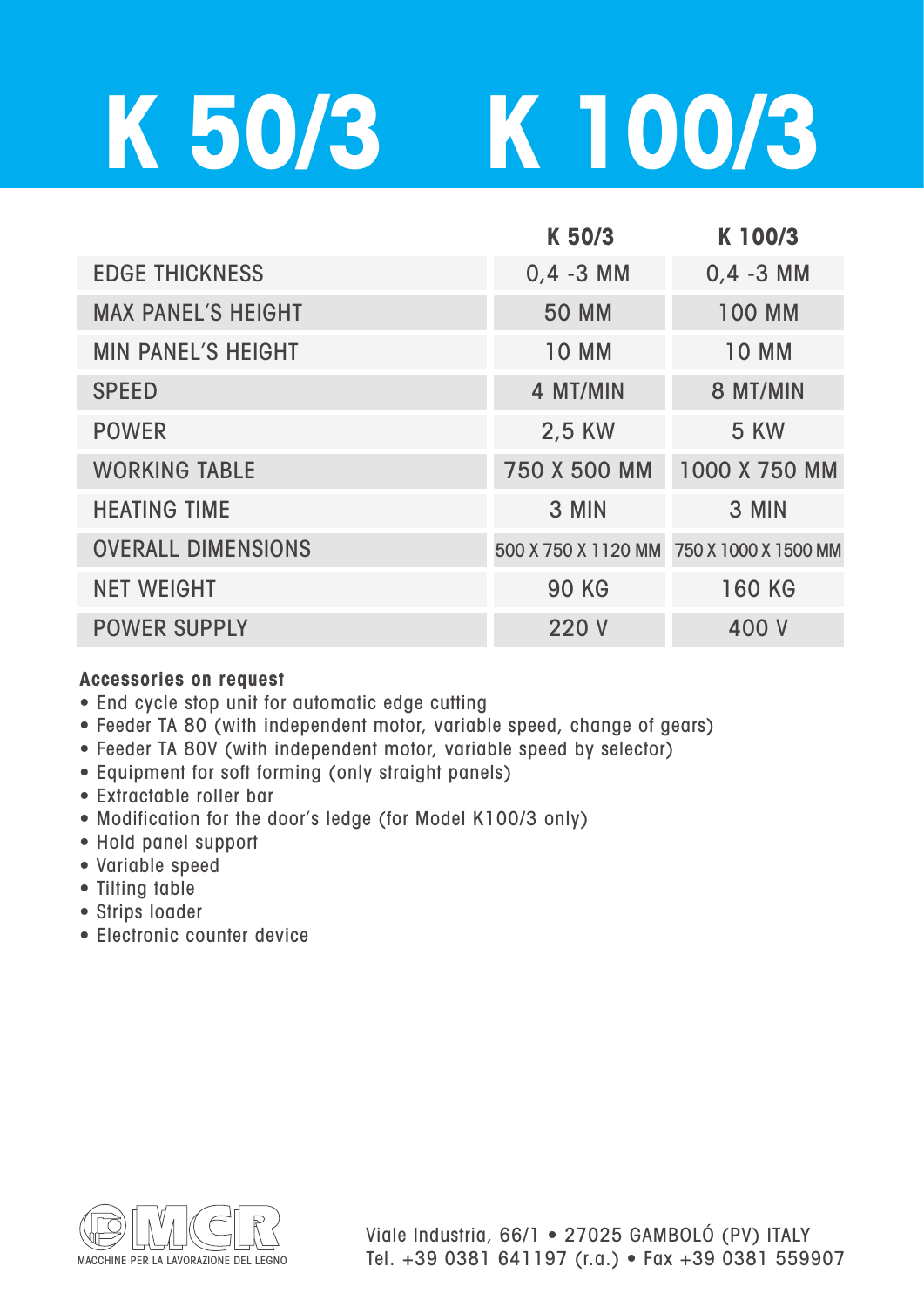# K 50/3 K 100/3

| | K 50/3 | K 100/3 |
|---|---|---|
| EDGE THICKNESS | 0,4 -3 MM | 0,4 -3 MM |
| MAX PANEL'S HEIGHT | 50 MM | 100 MM |
| MIN PANEL'S HEIGHT | 10 MM | 10 MM |
| SPEED | 4 MT/MIN | 8 MT/MIN |
| POWER | 2,5 KW | 5 KW |
| WORKING TABLE | 750 X 500 MM | 1000 X 750 MM |
| HEATING TIME | 3 MIN | 3 MIN |
| OVERALL DIMENSIONS | 500 X 750 X 1120 MM | 750 X 1000 X 1500 MM |
| NET WEIGHT | 90 KG | 160 KG |
| POWER SUPPLY | 220 V | 400 V |

**Accessories on request**

- End cycle stop unit for automatic edge cutting
- Feeder TA 80 (with independent motor, variable speed, change of gears)
- Feeder TA 80V (with independent motor, variable speed by selector)
- Equipment for soft forming (only straight panels)
- Extractable roller bar
- Modification for the door's ledge (for Model K100/3 only)
- Hold panel support
- Variable speed
- Tilting table
- Strips loader
- Electronic counter device

MCR
MACCHINE PER LA LAVORAZIONE DEL LEGNO

Viale Industria, 66/1 • 27025 GAMBOLÓ (PV) ITALY
Tel. +39 0381 641197 (r.a.) • Fax +39 0381 559907